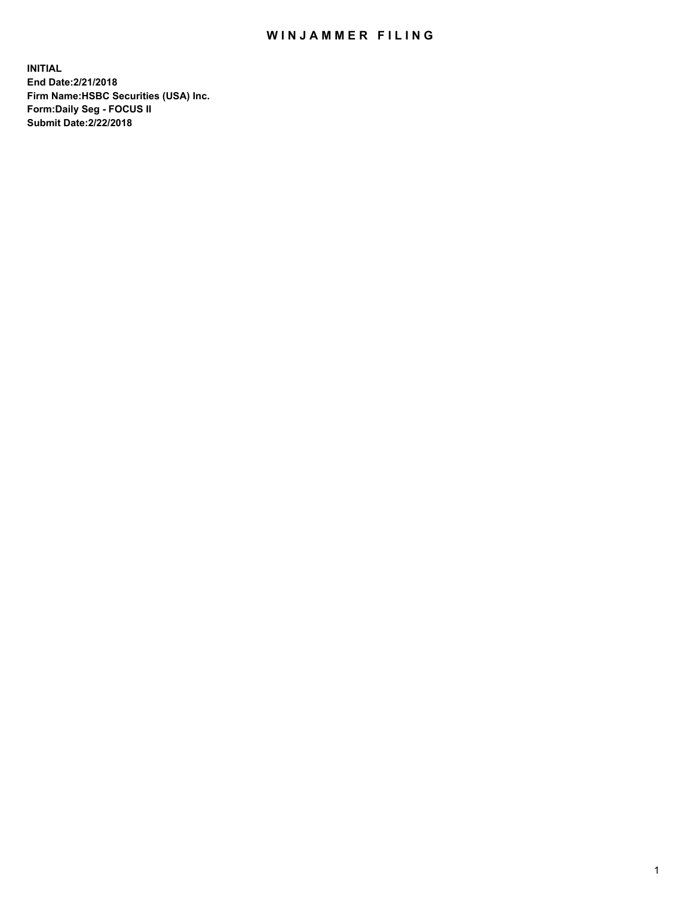# WINJAMMER FILING

**INITIAL**
**End Date:2/21/2018**
**Firm Name:HSBC Securities (USA) Inc.**
**Form:Daily Seg - FOCUS II**
**Submit Date:2/22/2018**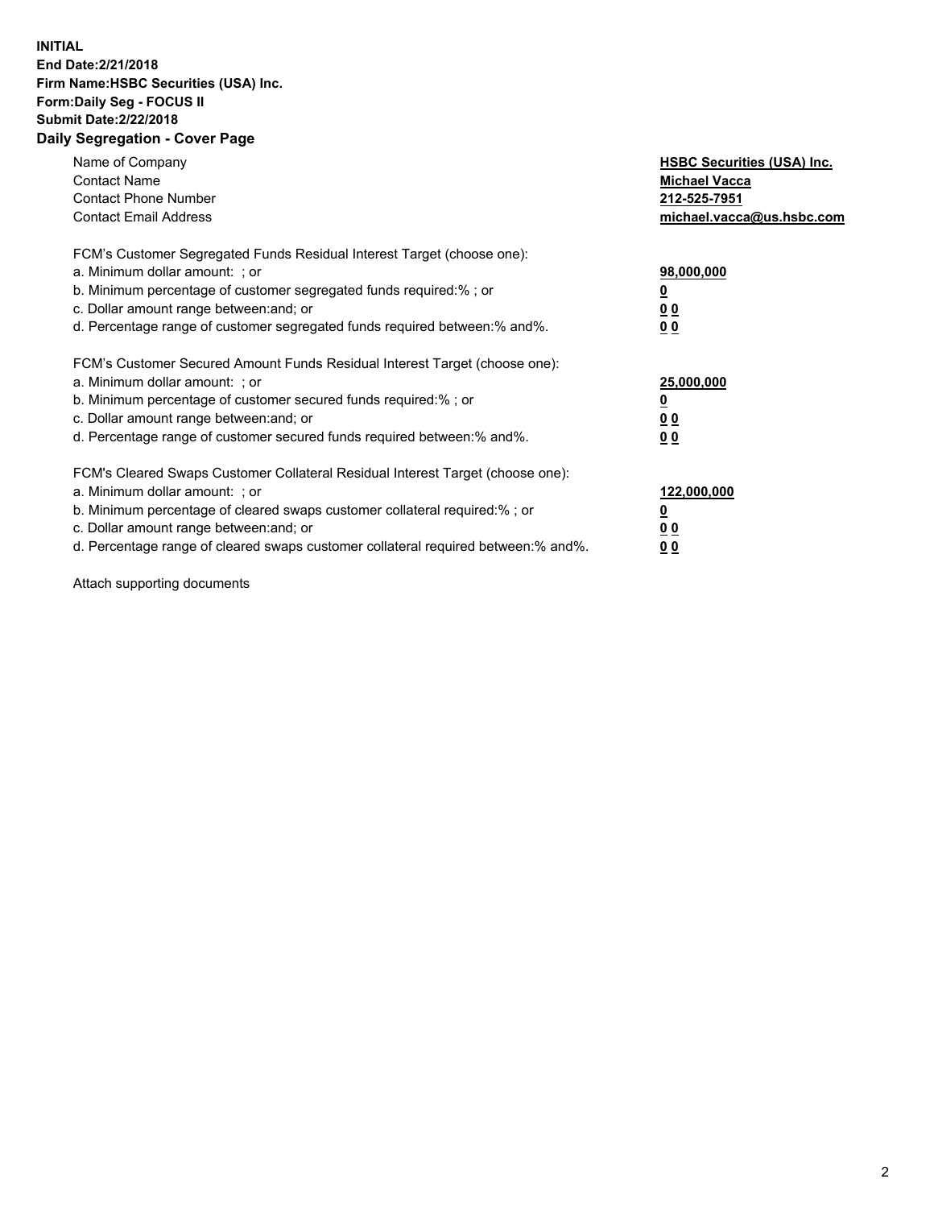**INITIAL**
**End Date:2/21/2018**
**Firm Name:HSBC Securities (USA) Inc.**
**Form:Daily Seg - FOCUS II**
**Submit Date:2/22/2018**

## Daily Segregation - Cover Page

| | |
|---|---|
| Name of Company | **HSBC Securities (USA) Inc.** |
| Contact Name | **Michael Vacca** |
| Contact Phone Number | **212-525-7951** |
| Contact Email Address | **michael.vacca@us.hsbc.com** |

FCM's Customer Segregated Funds Residual Interest Target (choose one):

| | |
|---|---|
| a. Minimum dollar amount: ; or | **98,000,000** |
| b. Minimum percentage of customer segregated funds required:% ; or | **0** |
| c. Dollar amount range between:and; or | **0 0** |
| d. Percentage range of customer segregated funds required between:% and%. | **0 0** |

FCM's Customer Secured Amount Funds Residual Interest Target (choose one):

| | |
|---|---|
| a. Minimum dollar amount: ; or | **25,000,000** |
| b. Minimum percentage of customer secured funds required:% ; or | **0** |
| c. Dollar amount range between:and; or | **0 0** |
| d. Percentage range of customer secured funds required between:% and%. | **0 0** |

FCM's Cleared Swaps Customer Collateral Residual Interest Target (choose one):

| | |
|---|---|
| a. Minimum dollar amount: ; or | **122,000,000** |
| b. Minimum percentage of cleared swaps customer collateral required:% ; or | **0** |
| c. Dollar amount range between:and; or | **0 0** |
| d. Percentage range of cleared swaps customer collateral required between:% and%. | **0 0** |

Attach supporting documents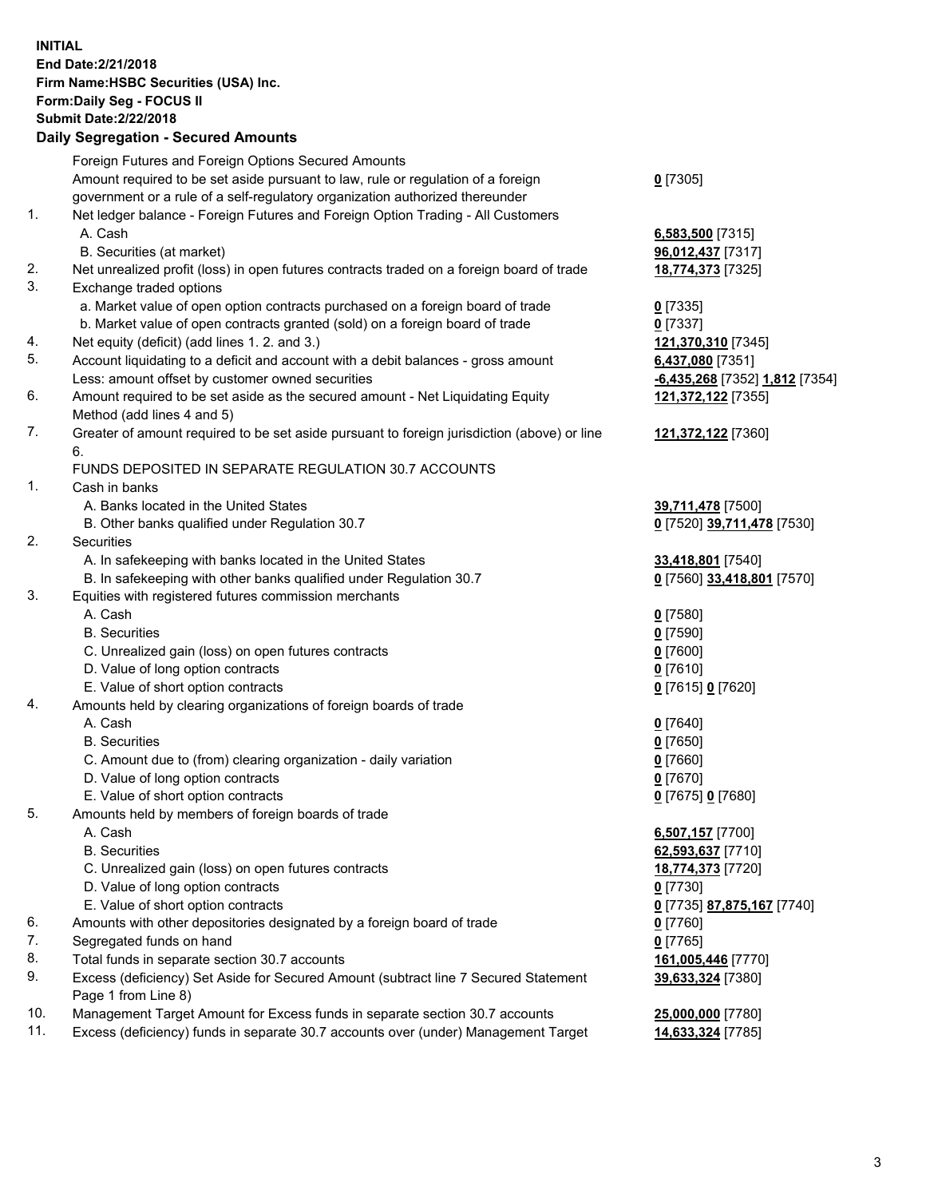**INITIAL**
**End Date:2/21/2018**
**Firm Name:HSBC Securities (USA) Inc.**
**Form:Daily Seg - FOCUS II**
**Submit Date:2/22/2018**

## Daily Segregation - Secured Amounts

| | | |
|---|---|---|
| | Foreign Futures and Foreign Options Secured Amounts | |
| | Amount required to be set aside pursuant to law, rule or regulation of a foreign government or a rule of a self-regulatory organization authorized thereunder | **0** [7305] |
| 1. | Net ledger balance - Foreign Futures and Foreign Option Trading - All Customers | |
| | A. Cash | **6,583,500** [7315] |
| | B. Securities (at market) | **96,012,437** [7317] |
| 2. | Net unrealized profit (loss) in open futures contracts traded on a foreign board of trade | **18,774,373** [7325] |
| 3. | Exchange traded options | |
| | a. Market value of open option contracts purchased on a foreign board of trade | **0** [7335] |
| | b. Market value of open contracts granted (sold) on a foreign board of trade | **0** [7337] |
| 4. | Net equity (deficit) (add lines 1. 2. and 3.) | **121,370,310** [7345] |
| 5. | Account liquidating to a deficit and account with a debit balances - gross amount | **6,437,080** [7351] |
| | Less: amount offset by customer owned securities | **-6,435,268** [7352] **1,812** [7354] |
| 6. | Amount required to be set aside as the secured amount - Net Liquidating Equity Method (add lines 4 and 5) | **121,372,122** [7355] |
| 7. | Greater of amount required to be set aside pursuant to foreign jurisdiction (above) or line 6. | **121,372,122** [7360] |
| | FUNDS DEPOSITED IN SEPARATE REGULATION 30.7 ACCOUNTS | |
| 1. | Cash in banks | |
| | A. Banks located in the United States | **39,711,478** [7500] |
| | B. Other banks qualified under Regulation 30.7 | **0** [7520] **39,711,478** [7530] |
| 2. | Securities | |
| | A. In safekeeping with banks located in the United States | **33,418,801** [7540] |
| | B. In safekeeping with other banks qualified under Regulation 30.7 | **0** [7560] **33,418,801** [7570] |
| 3. | Equities with registered futures commission merchants | |
| | A. Cash | **0** [7580] |
| | B. Securities | **0** [7590] |
| | C. Unrealized gain (loss) on open futures contracts | **0** [7600] |
| | D. Value of long option contracts | **0** [7610] |
| | E. Value of short option contracts | **0** [7615] **0** [7620] |
| 4. | Amounts held by clearing organizations of foreign boards of trade | |
| | A. Cash | **0** [7640] |
| | B. Securities | **0** [7650] |
| | C. Amount due to (from) clearing organization - daily variation | **0** [7660] |
| | D. Value of long option contracts | **0** [7670] |
| | E. Value of short option contracts | **0** [7675] **0** [7680] |
| 5. | Amounts held by members of foreign boards of trade | |
| | A. Cash | **6,507,157** [7700] |
| | B. Securities | **62,593,637** [7710] |
| | C. Unrealized gain (loss) on open futures contracts | **18,774,373** [7720] |
| | D. Value of long option contracts | **0** [7730] |
| | E. Value of short option contracts | **0** [7735] **87,875,167** [7740] |
| 6. | Amounts with other depositories designated by a foreign board of trade | **0** [7760] |
| 7. | Segregated funds on hand | **0** [7765] |
| 8. | Total funds in separate section 30.7 accounts | **161,005,446** [7770] |
| 9. | Excess (deficiency) Set Aside for Secured Amount (subtract line 7 Secured Statement Page 1 from Line 8) | **39,633,324** [7380] |
| 10. | Management Target Amount for Excess funds in separate section 30.7 accounts | **25,000,000** [7780] |
| 11. | Excess (deficiency) funds in separate 30.7 accounts over (under) Management Target | **14,633,324** [7785] |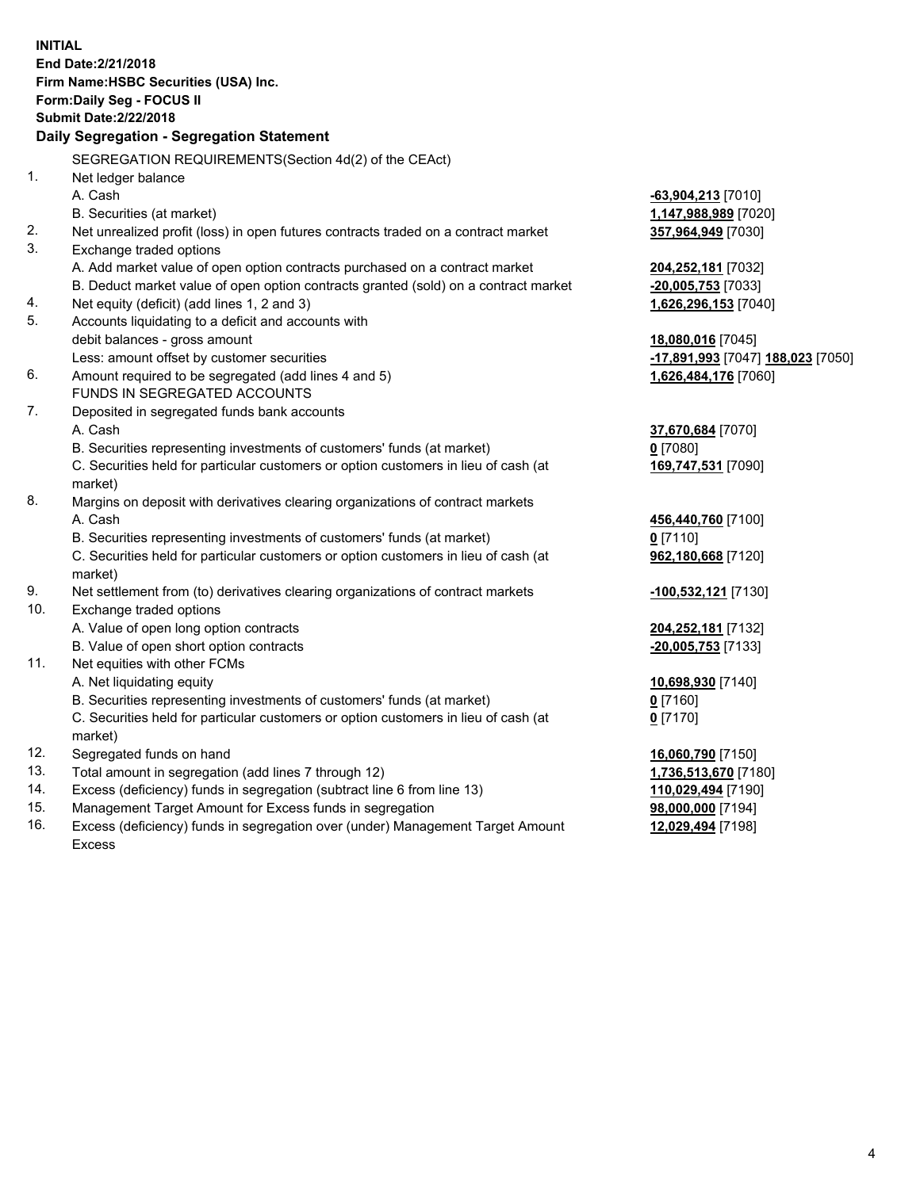**INITIAL**
**End Date:2/21/2018**
**Firm Name:HSBC Securities (USA) Inc.**
**Form:Daily Seg - FOCUS II**
**Submit Date:2/22/2018**

### Daily Segregation - Segregation Statement

SEGREGATION REQUIREMENTS(Section 4d(2) of the CEAct)

| | | |
|---|---|---|
| 1. | Net ledger balance | |
| | A. Cash | **-63,904,213** [7010] |
| | B. Securities (at market) | **1,147,988,989** [7020] |
| 2. | Net unrealized profit (loss) in open futures contracts traded on a contract market | **357,964,949** [7030] |
| 3. | Exchange traded options | |
| | A. Add market value of open option contracts purchased on a contract market | **204,252,181** [7032] |
| | B. Deduct market value of open option contracts granted (sold) on a contract market | **-20,005,753** [7033] |
| 4. | Net equity (deficit) (add lines 1, 2 and 3) | **1,626,296,153** [7040] |
| 5. | Accounts liquidating to a deficit and accounts with | |
| | debit balances - gross amount | **18,080,016** [7045] |
| | Less: amount offset by customer securities | **-17,891,993** [7047] **188,023** [7050] |
| 6. | Amount required to be segregated (add lines 4 and 5) | **1,626,484,176** [7060] |
| | FUNDS IN SEGREGATED ACCOUNTS | |
| 7. | Deposited in segregated funds bank accounts | |
| | A. Cash | **37,670,684** [7070] |
| | B. Securities representing investments of customers' funds (at market) | **0** [7080] |
| | C. Securities held for particular customers or option customers in lieu of cash (at market) | **169,747,531** [7090] |
| 8. | Margins on deposit with derivatives clearing organizations of contract markets | |
| | A. Cash | **456,440,760** [7100] |
| | B. Securities representing investments of customers' funds (at market) | **0** [7110] |
| | C. Securities held for particular customers or option customers in lieu of cash (at market) | **962,180,668** [7120] |
| 9. | Net settlement from (to) derivatives clearing organizations of contract markets | **-100,532,121** [7130] |
| 10. | Exchange traded options | |
| | A. Value of open long option contracts | **204,252,181** [7132] |
| | B. Value of open short option contracts | **-20,005,753** [7133] |
| 11. | Net equities with other FCMs | |
| | A. Net liquidating equity | **10,698,930** [7140] |
| | B. Securities representing investments of customers' funds (at market) | **0** [7160] |
| | C. Securities held for particular customers or option customers in lieu of cash (at market) | **0** [7170] |
| 12. | Segregated funds on hand | **16,060,790** [7150] |
| 13. | Total amount in segregation (add lines 7 through 12) | **1,736,513,670** [7180] |
| 14. | Excess (deficiency) funds in segregation (subtract line 6 from line 13) | **110,029,494** [7190] |
| 15. | Management Target Amount for Excess funds in segregation | **98,000,000** [7194] |
| 16. | Excess (deficiency) funds in segregation over (under) Management Target Amount Excess | **12,029,494** [7198] |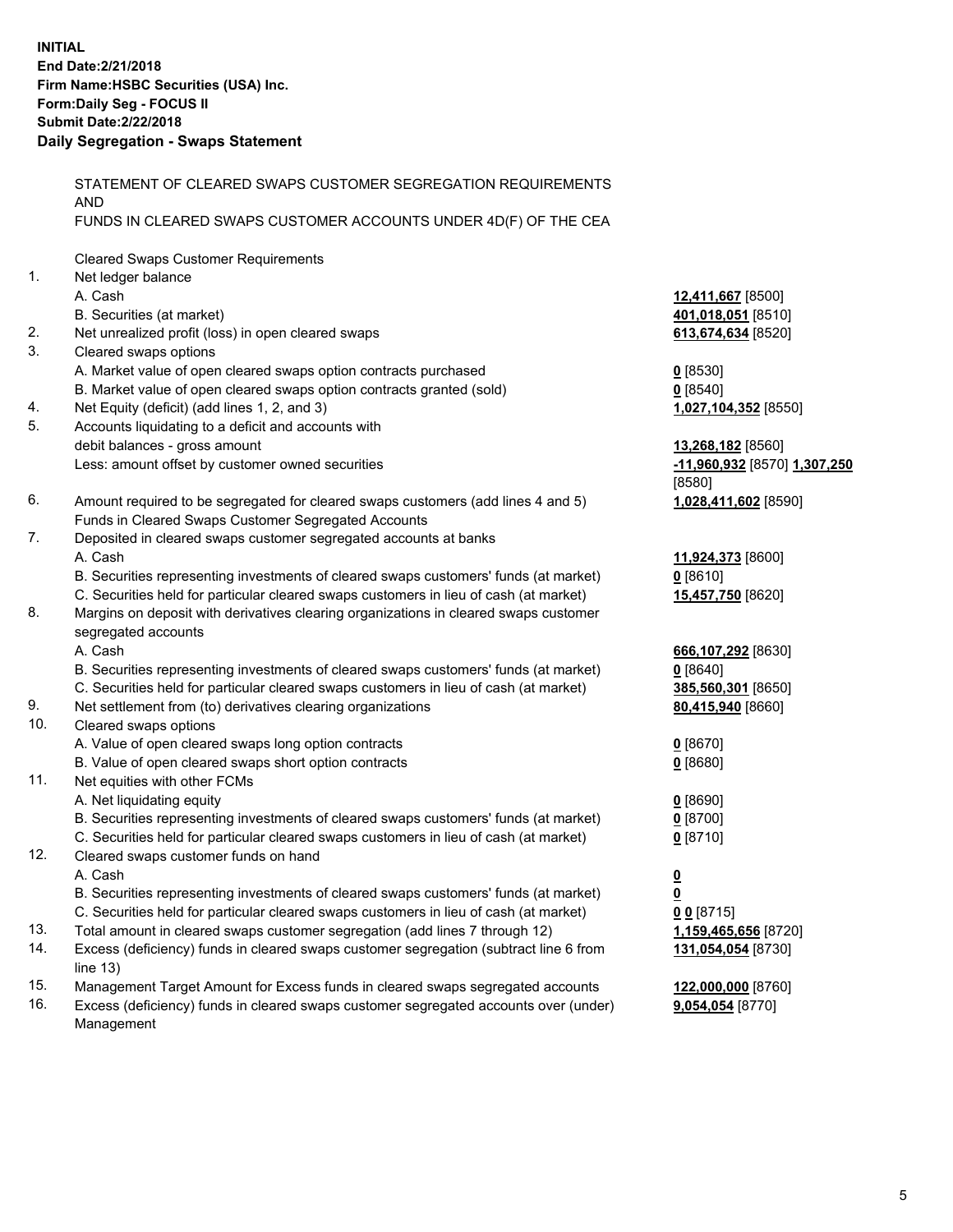**INITIAL**
**End Date:2/21/2018**
**Firm Name:HSBC Securities (USA) Inc.**
**Form:Daily Seg - FOCUS II**
**Submit Date:2/22/2018**
**Daily Segregation - Swaps Statement**

STATEMENT OF CLEARED SWAPS CUSTOMER SEGREGATION REQUIREMENTS AND FUNDS IN CLEARED SWAPS CUSTOMER ACCOUNTS UNDER 4D(F) OF THE CEA

| | | |
|---|---|---|
| | Cleared Swaps Customer Requirements | |
| 1. | Net ledger balance | |
| | A. Cash | **12,411,667** [8500] |
| | B. Securities (at market) | **401,018,051** [8510] |
| 2. | Net unrealized profit (loss) in open cleared swaps | **613,674,634** [8520] |
| 3. | Cleared swaps options | |
| | A. Market value of open cleared swaps option contracts purchased | **0** [8530] |
| | B. Market value of open cleared swaps option contracts granted (sold) | **0** [8540] |
| 4. | Net Equity (deficit) (add lines 1, 2, and 3) | **1,027,104,352** [8550] |
| 5. | Accounts liquidating to a deficit and accounts with debit balances - gross amount | **13,268,182** [8560] |
| | Less: amount offset by customer owned securities | **-11,960,932** [8570] **1,307,250** [8580] |
| 6. | Amount required to be segregated for cleared swaps customers (add lines 4 and 5) | **1,028,411,602** [8590] |
| | Funds in Cleared Swaps Customer Segregated Accounts | |
| 7. | Deposited in cleared swaps customer segregated accounts at banks | |
| | A. Cash | **11,924,373** [8600] |
| | B. Securities representing investments of cleared swaps customers' funds (at market) | **0** [8610] |
| | C. Securities held for particular cleared swaps customers in lieu of cash (at market) | **15,457,750** [8620] |
| 8. | Margins on deposit with derivatives clearing organizations in cleared swaps customer segregated accounts | |
| | A. Cash | **666,107,292** [8630] |
| | B. Securities representing investments of cleared swaps customers' funds (at market) | **0** [8640] |
| | C. Securities held for particular cleared swaps customers in lieu of cash (at market) | **385,560,301** [8650] |
| 9. | Net settlement from (to) derivatives clearing organizations | **80,415,940** [8660] |
| 10. | Cleared swaps options | |
| | A. Value of open cleared swaps long option contracts | **0** [8670] |
| | B. Value of open cleared swaps short option contracts | **0** [8680] |
| 11. | Net equities with other FCMs | |
| | A. Net liquidating equity | **0** [8690] |
| | B. Securities representing investments of cleared swaps customers' funds (at market) | **0** [8700] |
| | C. Securities held for particular cleared swaps customers in lieu of cash (at market) | **0** [8710] |
| 12. | Cleared swaps customer funds on hand | |
| | A. Cash | **0** |
| | B. Securities representing investments of cleared swaps customers' funds (at market) | **0** |
| | C. Securities held for particular cleared swaps customers in lieu of cash (at market) | **0** **0** [8715] |
| 13. | Total amount in cleared swaps customer segregation (add lines 7 through 12) | **1,159,465,656** [8720] |
| 14. | Excess (deficiency) funds in cleared swaps customer segregation (subtract line 6 from line 13) | **131,054,054** [8730] |
| 15. | Management Target Amount for Excess funds in cleared swaps segregated accounts | **122,000,000** [8760] |
| 16. | Excess (deficiency) funds in cleared swaps customer segregated accounts over (under) Management | **9,054,054** [8770] |